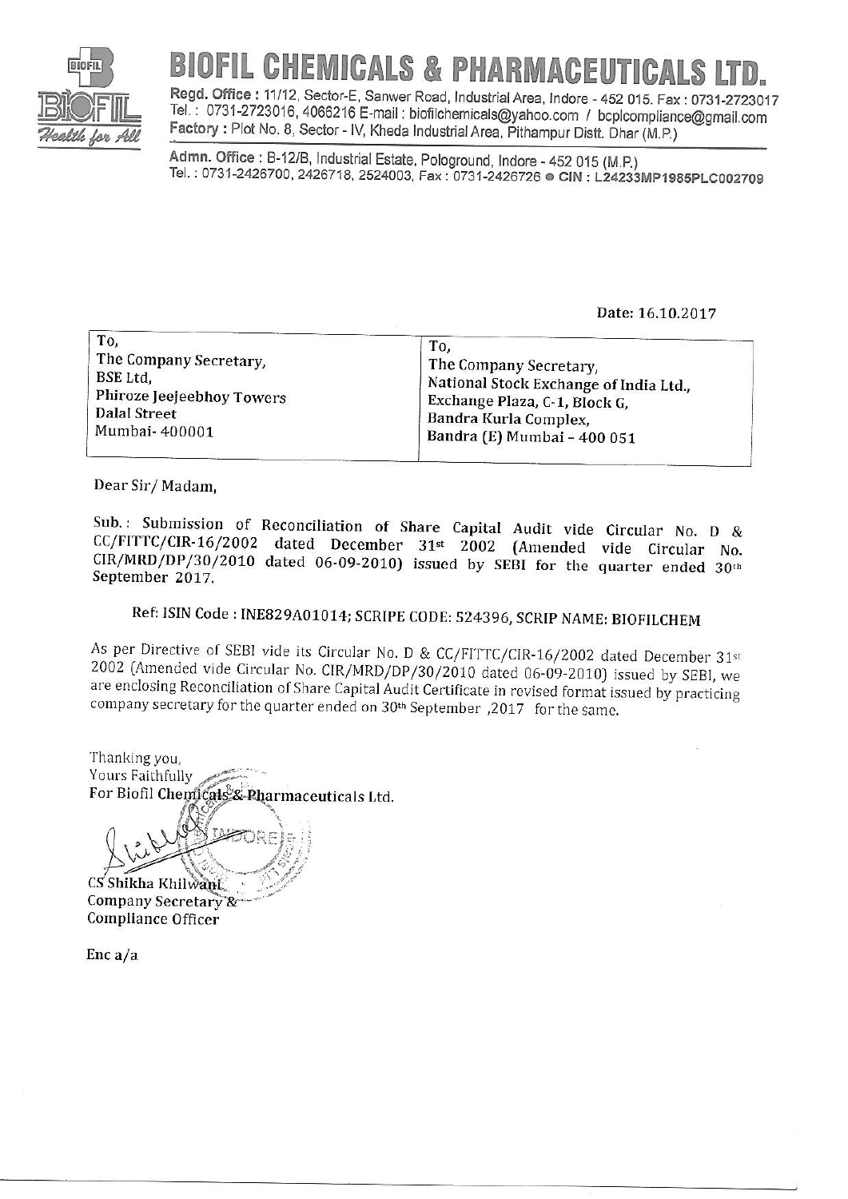# BIOFIL CHEMICALS & PHARMACEUTICALS LTD.

Regd. Office : 11/12, Sector-E, Sanwer Road, Industrial Area, Indore - 452 015. Fax : 0731-2723017
Tel. : 0731-2723016, 4066216 E-mail : biofilchemicals@yahoo.com / bcplcompliance@gmail.com
Factory : Plot No. 8, Sector - IV, Kheda Industrial Area, Pithampur Distt. Dhar (M.P.)

Admn. Office : B-12/B, Industrial Estate, Pologround, Indore - 452 015 (M.P.)
Tel. : 0731-2426700, 2426718, 2524003, Fax : 0731-2426726 ● CIN : L24233MP1985PLC002709

Date: 16.10.2017

| To, | To, |
|---|---|
| The Company Secretary, | The Company Secretary, |
| BSE Ltd, | National Stock Exchange of India Ltd., |
| Phiroze Jeejeebhoy Towers | Exchange Plaza, C-1, Block G, |
| Dalal Street | Bandra Kurla Complex, |
| Mumbai- 400001 | Bandra (E) Mumbai – 400 051 |

Dear Sir/ Madam,

Sub.: Submission of Reconciliation of Share Capital Audit vide Circular No. D & CC/FITTC/CIR-16/2002 dated December 31st 2002 (Amended vide Circular No. CIR/MRD/DP/30/2010 dated 06-09-2010) issued by SEBI for the quarter ended 30th September 2017.

Ref: ISIN Code : INE829A01014; SCRIPE CODE: 524396, SCRIP NAME: BIOFILCHEM

As per Directive of SEBI vide its Circular No. D & CC/FITTC/CIR-16/2002 dated December 31st 2002 (Amended vide Circular No. CIR/MRD/DP/30/2010 dated 06-09-2010) issued by SEBI, we are enclosing Reconciliation of Share Capital Audit Certificate in revised format issued by practicing company secretary for the quarter ended on 30th September ,2017 for the same.

Thanking you,
Yours Faithfully
For Biofil Chemicals & Pharmaceuticals Ltd.

CS Shikha Khilwani
Company Secretary &
Compliance Officer

Enc a/a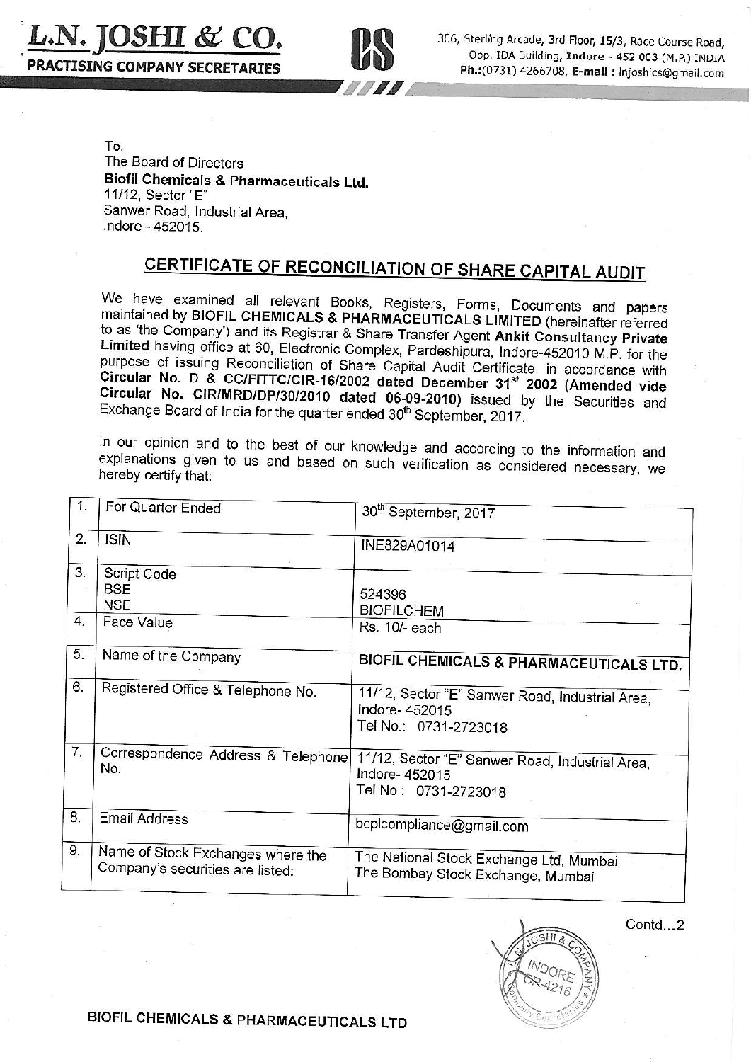**L.N. JOSHI & CO.**
**PRACTISING COMPANY SECRETARIES**

306, Sterling Arcade, 3rd Floor, 15/3, Race Course Road, Opp. IDA Building, **Indore** - 452 003 (M.P.) INDIA
**Ph.:**(0731) 4266708, **E-mail :** lnjoshics@gmail.com

To,
The Board of Directors
**Biofil Chemicals & Pharmaceuticals Ltd.**
11/12, Sector "E"
Sanwer Road, Industrial Area,
Indore– 452015.

## CERTIFICATE OF RECONCILIATION OF SHARE CAPITAL AUDIT

We have examined all relevant Books, Registers, Forms, Documents and papers maintained by **BIOFIL CHEMICALS & PHARMACEUTICALS LIMITED** (hereinafter referred to as 'the Company') and its Registrar & Share Transfer Agent **Ankit Consultancy Private Limited** having office at 60, Electronic Complex, Pardeshipura, Indore-452010 M.P. for the purpose of issuing Reconciliation of Share Capital Audit Certificate, in accordance with **Circular No. D & CC/FITTC/CIR-16/2002 dated December 31st 2002 (Amended vide Circular No. CIR/MRD/DP/30/2010 dated 06-09-2010)** issued by the Securities and Exchange Board of India for the quarter ended 30th September, 2017.

In our opinion and to the best of our knowledge and according to the information and explanations given to us and based on such verification as considered necessary, we hereby certify that:

| | | |
|---|---|---|
| 1. | For Quarter Ended | 30th September, 2017 |
| 2. | ISIN | INE829A01014 |
| 3. | Script Code<br>BSE<br>NSE | <br>524396<br>BIOFILCHEM |
| 4. | Face Value | Rs. 10/- each |
| 5. | Name of the Company | **BIOFIL CHEMICALS & PHARMACEUTICALS LTD.** |
| 6. | Registered Office & Telephone No. | 11/12, Sector "E" Sanwer Road, Industrial Area, Indore- 452015<br>Tel No.: 0731-2723018 |
| 7. | Correspondence Address & Telephone No. | 11/12, Sector "E" Sanwer Road, Industrial Area, Indore- 452015<br>Tel No.: 0731-2723018 |
| 8. | Email Address | bcplcompliance@gmail.com |
| 9. | Name of Stock Exchanges where the Company's securities are listed: | The National Stock Exchange Ltd, Mumbai<br>The Bombay Stock Exchange, Mumbai |

Contd...2

**BIOFIL CHEMICALS & PHARMACEUTICALS LTD**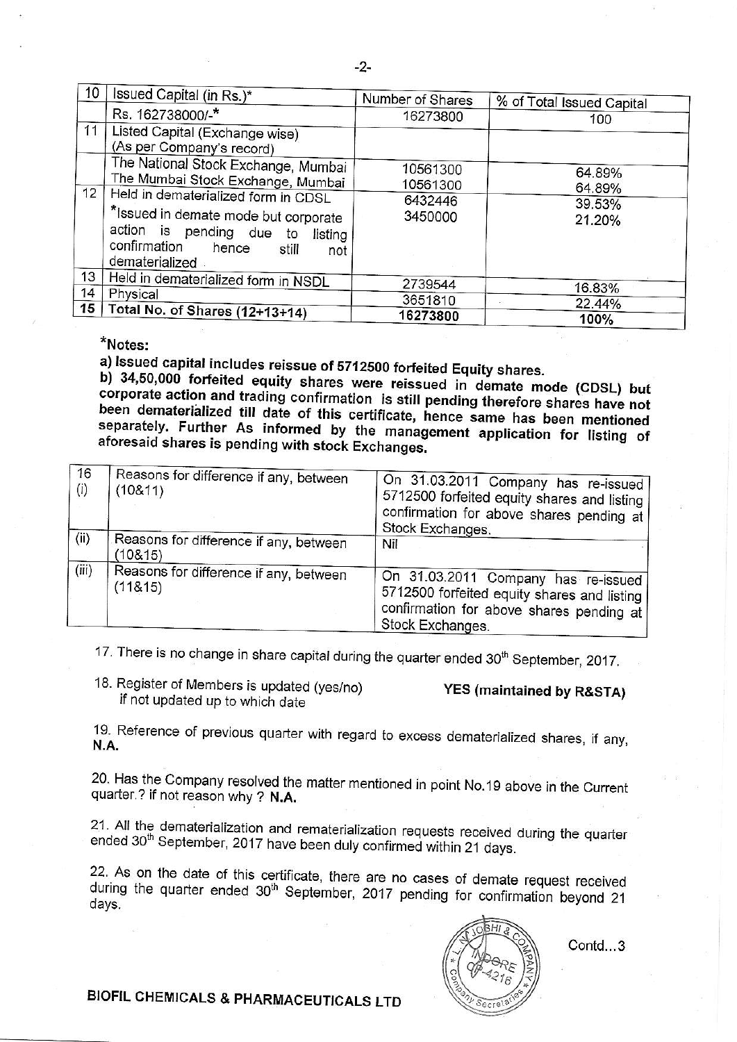| 10 | Issued Capital (in Rs.)* | Number of Shares | % of Total Issued Capital |
|---|---|---|---|
| | Rs. 162738000/-* | 16273800 | 100 |
| 11 | Listed Capital (Exchange wise) (As per Company's record) | | |
| | The National Stock Exchange, Mumbai | 10561300 | 64.89% |
| | The Mumbai Stock Exchange, Mumbai | 10561300 | 64.89% |
| 12 | Held in dematerialized form in CDSL | 6432446 | 39.53% |
| | *Issued in demate mode but corporate action is pending due to listing confirmation hence still not dematerialized | 3450000 | 21.20% |
| 13 | Held in dematerialized form in NSDL | 2739544 | 16.83% |
| 14 | Physical | 3651810 | 22.44% |
| **15** | **Total No. of Shares (12+13+14)** | **16273800** | **100%** |

***Notes:**

**a) Issued capital includes reissue of 5712500 forfeited Equity shares.**

**b) 34,50,000 forfeited equity shares were reissued in demate mode (CDSL) but corporate action and trading confirmation is still pending therefore shares have not been dematerialized till date of this certificate, hence same has been mentioned separately. Further As informed by the management application for listing of aforesaid shares is pending with stock Exchanges.**

| 16 (i) | Reasons for difference if any, between (10&11) | On 31.03.2011 Company has re-issued 5712500 forfeited equity shares and listing confirmation for above shares pending at Stock Exchanges. |
|---|---|---|
| (ii) | Reasons for difference if any, between (10&15) | Nil |
| (iii) | Reasons for difference if any, between (11&15) | On 31.03.2011 Company has re-issued 5712500 forfeited equity shares and listing confirmation for above shares pending at Stock Exchanges. |

17. There is no change in share capital during the quarter ended 30th September, 2017.

18. Register of Members is updated (yes/no) if not updated up to which date **YES (maintained by R&STA)**

19. Reference of previous quarter with regard to excess dematerialized shares, if any, **N.A.**

20. Has the Company resolved the matter mentioned in point No.19 above in the Current quarter.? if not reason why ? **N.A.**

21. All the dematerialization and rematerialization requests received during the quarter ended 30th September, 2017 have been duly confirmed within 21 days.

22. As on the date of this certificate, there are no cases of demate request received during the quarter ended 30th September, 2017 pending for confirmation beyond 21 days.

Contd...3

**BIOFIL CHEMICALS & PHARMACEUTICALS LTD**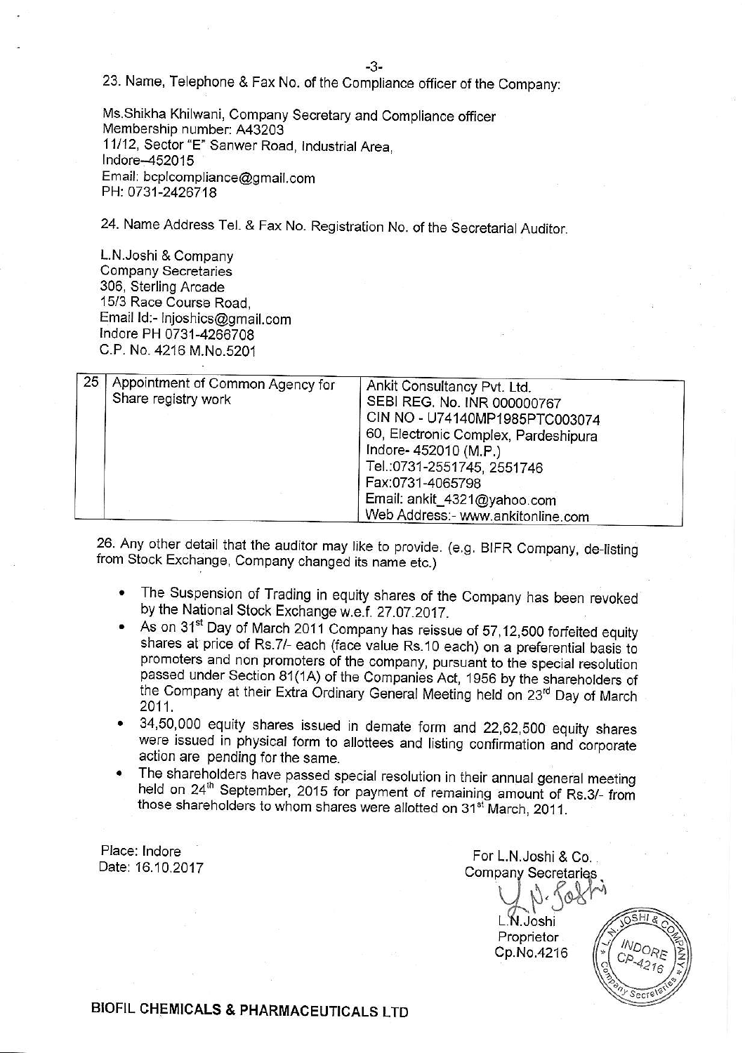23. Name, Telephone & Fax No. of the Compliance officer of the Company:

Ms.Shikha Khilwani, Company Secretary and Compliance officer
Membership number: A43203
11/12, Sector "E" Sanwer Road, Industrial Area,
Indore–452015
Email: bcplcompliance@gmail.com
PH: 0731-2426718

24. Name Address Tel. & Fax No. Registration No. of the Secretarial Auditor.

L.N.Joshi & Company
Company Secretaries
306, Sterling Arcade
15/3 Race Course Road,
Email Id:- lnjoshics@gmail.com
Indore PH 0731-4266708
C.P. No. 4216 M.No.5201

| | | |
|---|---|---|
| 25 | Appointment of Common Agency for Share registry work | Ankit Consultancy Pvt. Ltd.<br>SEBI REG. No. INR 000000767<br>CIN NO - U74140MP1985PTC003074<br>60, Electronic Complex, Pardeshipura<br>Indore- 452010 (M.P.)<br>Tel.:0731-2551745, 2551746<br>Fax:0731-4065798<br>Email: ankit_4321@yahoo.com<br>Web Address:- www.ankitonline.com |

26. Any other detail that the auditor may like to provide. (e.g. BIFR Company, de-listing from Stock Exchange, Company changed its name etc.)

- The Suspension of Trading in equity shares of the Company has been revoked by the National Stock Exchange w.e.f. 27.07.2017.
- As on 31st Day of March 2011 Company has reissue of 57,12,500 forfeited equity shares at price of Rs.7/- each (face value Rs.10 each) on a preferential basis to promoters and non promoters of the company, pursuant to the special resolution passed under Section 81(1A) of the Companies Act, 1956 by the shareholders of the Company at their Extra Ordinary General Meeting held on 23rd Day of March 2011.
- 34,50,000 equity shares issued in demate form and 22,62,500 equity shares were issued in physical form to allottees and listing confirmation and corporate action are pending for the same.
- The shareholders have passed special resolution in their annual general meeting held on 24th September, 2015 for payment of remaining amount of Rs.3/- from those shareholders to whom shares were allotted on 31st March, 2011.

Place: Indore
Date: 16.10.2017

For L.N.Joshi & Co.
Company Secretaries

L.N.Joshi
Proprietor
Cp.No.4216

BIOFIL CHEMICALS & PHARMACEUTICALS LTD